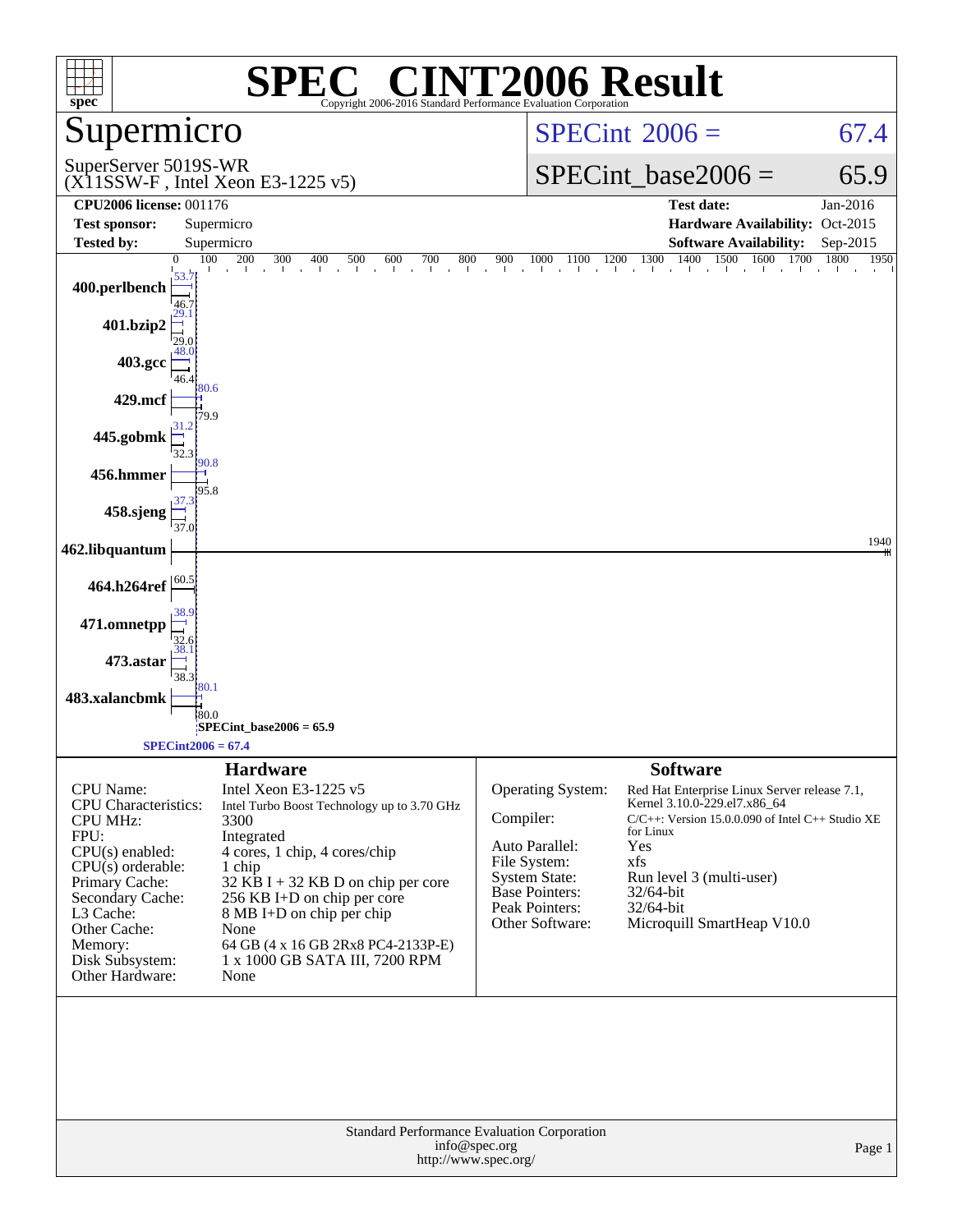# SPEC® CINT2006 Result

Copyright 2006-2016 Standard Performance Evaluation Corporation

## Supermicro

SuperServer 5019S-WR
(X11SSW-F , Intel Xeon E3-1225 v5)

**SPECint_2006 = 67.4**

**SPECint_base2006 = 65.9**

| | | | |
|---|---|---|---|
| **CPU2006 license:** 001176 | | **Test date:** | Jan-2016 |
| **Test sponsor:** | Supermicro | **Hardware Availability:** | Oct-2015 |
| **Tested by:** | Supermicro | **Software Availability:** | Sep-2015 |

| Benchmark | Peak | Base |
|---|---|---|
| 400.perlbench | 53.7 | 46.7 |
| 401.bzip2 | 29.1 | 29.0 |
| 403.gcc | 48.0 | 46.4 |
| 429.mcf | 80.6 | 79.9 |
| 445.gobmk | 31.2 | 32.3 |
| 456.hmmer | 90.8 | 95.8 |
| 458.sjeng | 37.3 | 37.0 |
| 462.libquantum | 1940 | 1940 |
| 464.h264ref | 60.5 | 60.5 |
| 471.omnetpp | 38.9 | 32.6 |
| 473.astar | 38.1 | 38.3 |
| 483.xalancbmk | 80.1 | 80.0 |

SPECint_base2006 = 65.9

SPECint2006 = 67.4

### Hardware

| | |
|---|---|
| CPU Name: | Intel Xeon E3-1225 v5 |
| CPU Characteristics: | Intel Turbo Boost Technology up to 3.70 GHz |
| CPU MHz: | 3300 |
| FPU: | Integrated |
| CPU(s) enabled: | 4 cores, 1 chip, 4 cores/chip |
| CPU(s) orderable: | 1 chip |
| Primary Cache: | 32 KB I + 32 KB D on chip per core |
| Secondary Cache: | 256 KB I+D on chip per core |
| L3 Cache: | 8 MB I+D on chip per chip |
| Other Cache: | None |
| Memory: | 64 GB (4 x 16 GB 2Rx8 PC4-2133P-E) |
| Disk Subsystem: | 1 x 1000 GB SATA III, 7200 RPM |
| Other Hardware: | None |

### Software

| | |
|---|---|
| Operating System: | Red Hat Enterprise Linux Server release 7.1, Kernel 3.10.0-229.el7.x86_64 |
| Compiler: | C/C++: Version 15.0.0.090 of Intel C++ Studio XE for Linux |
| Auto Parallel: | Yes |
| File System: | xfs |
| System State: | Run level 3 (multi-user) |
| Base Pointers: | 32/64-bit |
| Peak Pointers: | 32/64-bit |
| Other Software: | Microquill SmartHeap V10.0 |

Standard Performance Evaluation Corporation
info@spec.org
http://www.spec.org/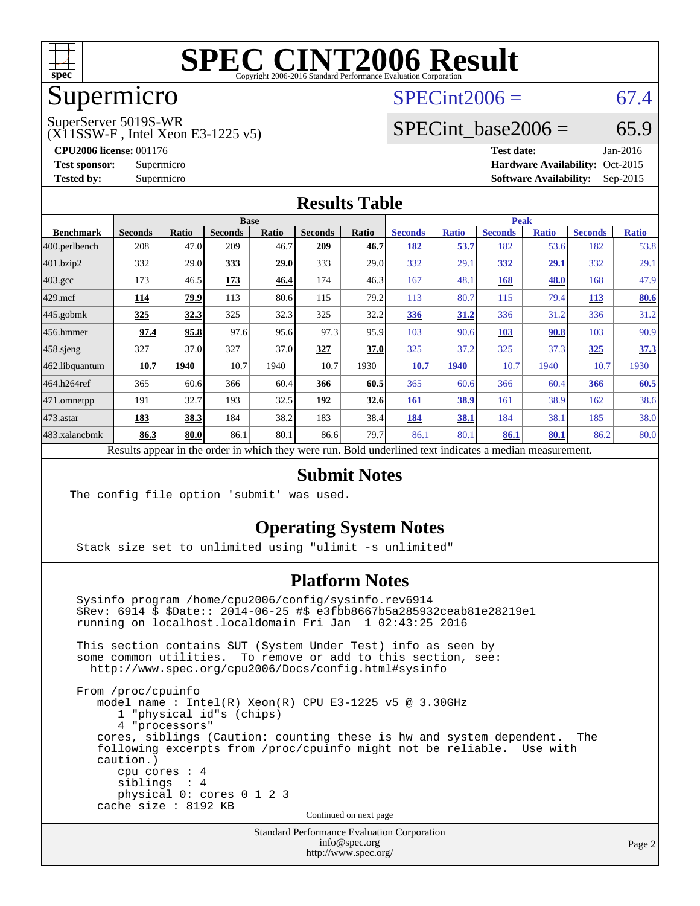# SPEC CINT2006 Result

Copyright 2006-2016 Standard Performance Evaluation Corporation

## Supermicro

SuperServer 5019S-WR
(X11SSW-F , Intel Xeon E3-1225 v5)

SPECint2006 = 67.4

SPECint_base2006 = 65.9

**CPU2006 license:** 001176
**Test sponsor:** Supermicro
**Tested by:** Supermicro

**Test date:** Jan-2016
**Hardware Availability:** Oct-2015
**Software Availability:** Sep-2015

## Results Table

| Benchmark | Base | | | | | | Peak | | | | | |
|---|---|---|---|---|---|---|---|---|---|---|---|---|
| | Seconds | Ratio | Seconds | Ratio | Seconds | Ratio | Seconds | Ratio | Seconds | Ratio | Seconds | Ratio |
| 400.perlbench | 208 | 47.0 | 209 | 46.7 | **209** | **46.7** | **182** | **53.7** | 182 | 53.6 | 182 | 53.8 |
| 401.bzip2 | 332 | 29.0 | **333** | **29.0** | 333 | 29.0 | 332 | 29.1 | **332** | **29.1** | 332 | 29.1 |
| 403.gcc | 173 | 46.5 | **173** | **46.4** | 174 | 46.3 | 167 | 48.1 | **168** | **48.0** | 168 | 47.9 |
| 429.mcf | **114** | **79.9** | 113 | 80.6 | 115 | 79.2 | 113 | 80.7 | 115 | 79.4 | **113** | **80.6** |
| 445.gobmk | **325** | **32.3** | 325 | 32.3 | 325 | 32.2 | **336** | **31.2** | 336 | 31.2 | 336 | 31.2 |
| 456.hmmer | **97.4** | **95.8** | 97.6 | 95.6 | 97.3 | 95.9 | 103 | 90.6 | **103** | **90.8** | 103 | 90.9 |
| 458.sjeng | 327 | 37.0 | 327 | 37.0 | **327** | **37.0** | 325 | 37.2 | 325 | 37.3 | **325** | **37.3** |
| 462.libquantum | **10.7** | **1940** | 10.7 | 1940 | 10.7 | 1930 | **10.7** | **1940** | 10.7 | 1940 | 10.7 | 1930 |
| 464.h264ref | 365 | 60.6 | 366 | 60.4 | **366** | **60.5** | 365 | 60.6 | 366 | 60.4 | **366** | **60.5** |
| 471.omnetpp | 191 | 32.7 | 193 | 32.5 | **192** | **32.6** | **161** | **38.9** | 161 | 38.9 | 162 | 38.6 |
| 473.astar | **183** | **38.3** | 184 | 38.2 | 183 | 38.4 | **184** | **38.1** | 184 | 38.1 | 185 | 38.0 |
| 483.xalancbmk | **86.3** | **80.0** | 86.1 | 80.1 | 86.6 | 79.7 | 86.1 | 80.1 | **86.1** | **80.1** | 86.2 | 80.0 |

Results appear in the order in which they were run. Bold underlined text indicates a median measurement.

## Submit Notes

```
The config file option 'submit' was used.
```

## Operating System Notes

```
Stack size set to unlimited using "ulimit -s unlimited"
```

## Platform Notes

```
Sysinfo program /home/cpu2006/config/sysinfo.rev6914
$Rev: 6914 $ $Date:: 2014-06-25 #$ e3fbb8667b5a285932ceab81e28219e1
running on localhost.localdomain Fri Jan  1 02:43:25 2016

This section contains SUT (System Under Test) info as seen by
some common utilities.  To remove or add to this section, see:
  http://www.spec.org/cpu2006/Docs/config.html#sysinfo

From /proc/cpuinfo
   model name : Intel(R) Xeon(R) CPU E3-1225 v5 @ 3.30GHz
      1 "physical id"s (chips)
      4 "processors"
   cores, siblings (Caution: counting these is hw and system dependent.  The
   following excerpts from /proc/cpuinfo might not be reliable.  Use with
   caution.)
      cpu cores : 4
      siblings  : 4
      physical 0: cores 0 1 2 3
   cache size : 8192 KB
```

Continued on next page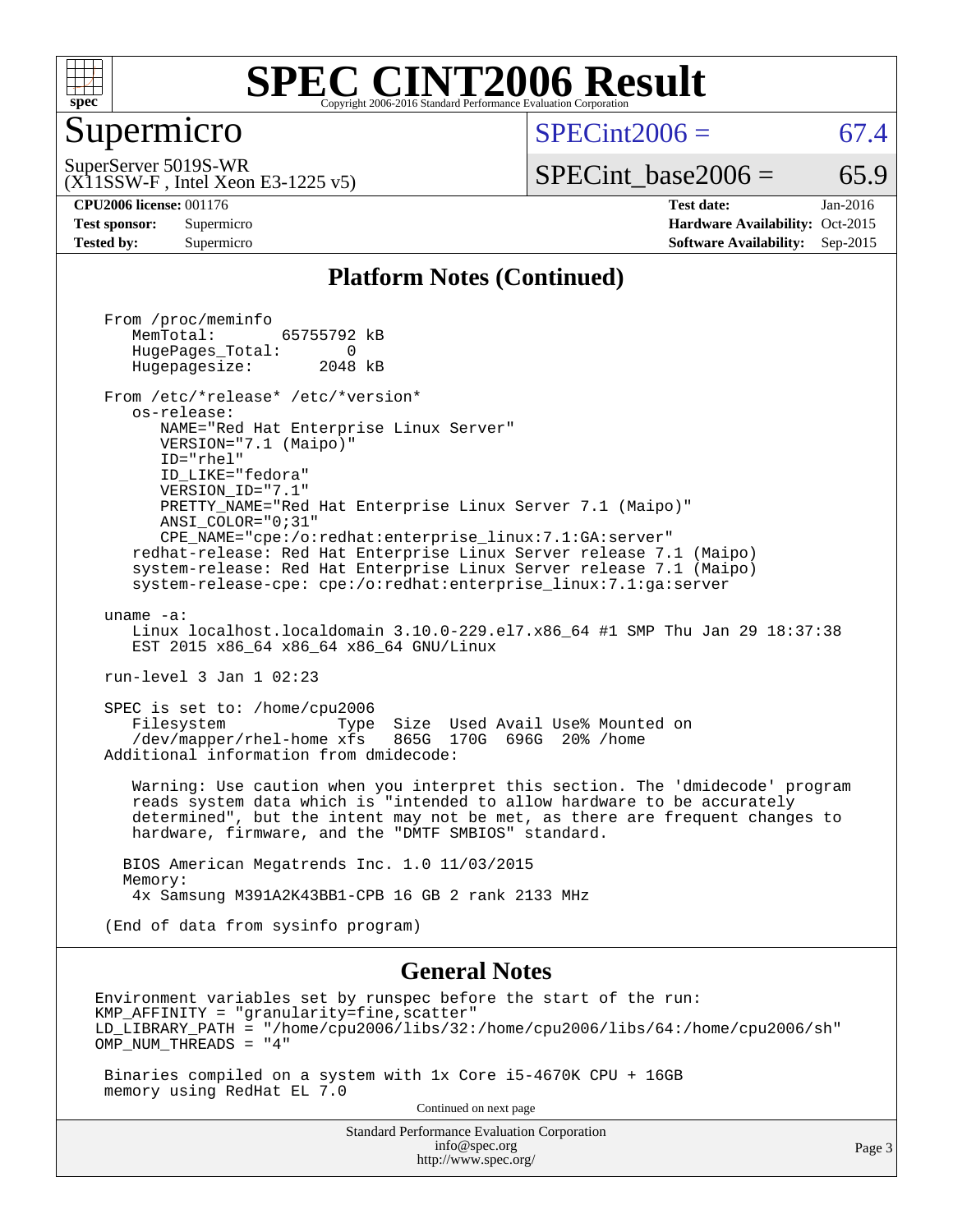# SPEC CINT2006 Result

## Supermicro

SuperServer 5019S-WR
(X11SSW-F , Intel Xeon E3-1225 v5)

SPECint2006 = 67.4

SPECint_base2006 = 65.9

**CPU2006 license:** 001176
**Test sponsor:** Supermicro
**Tested by:** Supermicro

**Test date:** Jan-2016
**Hardware Availability:** Oct-2015
**Software Availability:** Sep-2015

### Platform Notes (Continued)

```
From /proc/meminfo
   MemTotal:       65755792 kB
   HugePages_Total:       0
   Hugepagesize:       2048 kB

From /etc/*release* /etc/*version*
   os-release:
      NAME="Red Hat Enterprise Linux Server"
      VERSION="7.1 (Maipo)"
      ID="rhel"
      ID_LIKE="fedora"
      VERSION_ID="7.1"
      PRETTY_NAME="Red Hat Enterprise Linux Server 7.1 (Maipo)"
      ANSI_COLOR="0;31"
      CPE_NAME="cpe:/o:redhat:enterprise_linux:7.1:GA:server"
   redhat-release: Red Hat Enterprise Linux Server release 7.1 (Maipo)
   system-release: Red Hat Enterprise Linux Server release 7.1 (Maipo)
   system-release-cpe: cpe:/o:redhat:enterprise_linux:7.1:ga:server

uname -a:
   Linux localhost.localdomain 3.10.0-229.el7.x86_64 #1 SMP Thu Jan 29 18:37:38
   EST 2015 x86_64 x86_64 x86_64 GNU/Linux

run-level 3 Jan 1 02:23

SPEC is set to: /home/cpu2006
   Filesystem            Type  Size  Used Avail Use% Mounted on
   /dev/mapper/rhel-home xfs   865G  170G  696G  20% /home
Additional information from dmidecode:

   Warning: Use caution when you interpret this section. The 'dmidecode' program
   reads system data which is "intended to allow hardware to be accurately
   determined", but the intent may not be met, as there are frequent changes to
   hardware, firmware, and the "DMTF SMBIOS" standard.

  BIOS American Megatrends Inc. 1.0 11/03/2015
  Memory:
   4x Samsung M391A2K43BB1-CPB 16 GB 2 rank 2133 MHz

(End of data from sysinfo program)
```

### General Notes

```
Environment variables set by runspec before the start of the run:
KMP_AFFINITY = "granularity=fine,scatter"
LD_LIBRARY_PATH = "/home/cpu2006/libs/32:/home/cpu2006/libs/64:/home/cpu2006/sh"
OMP_NUM_THREADS = "4"

 Binaries compiled on a system with 1x Core i5-4670K CPU + 16GB
 memory using RedHat EL 7.0
```

Continued on next page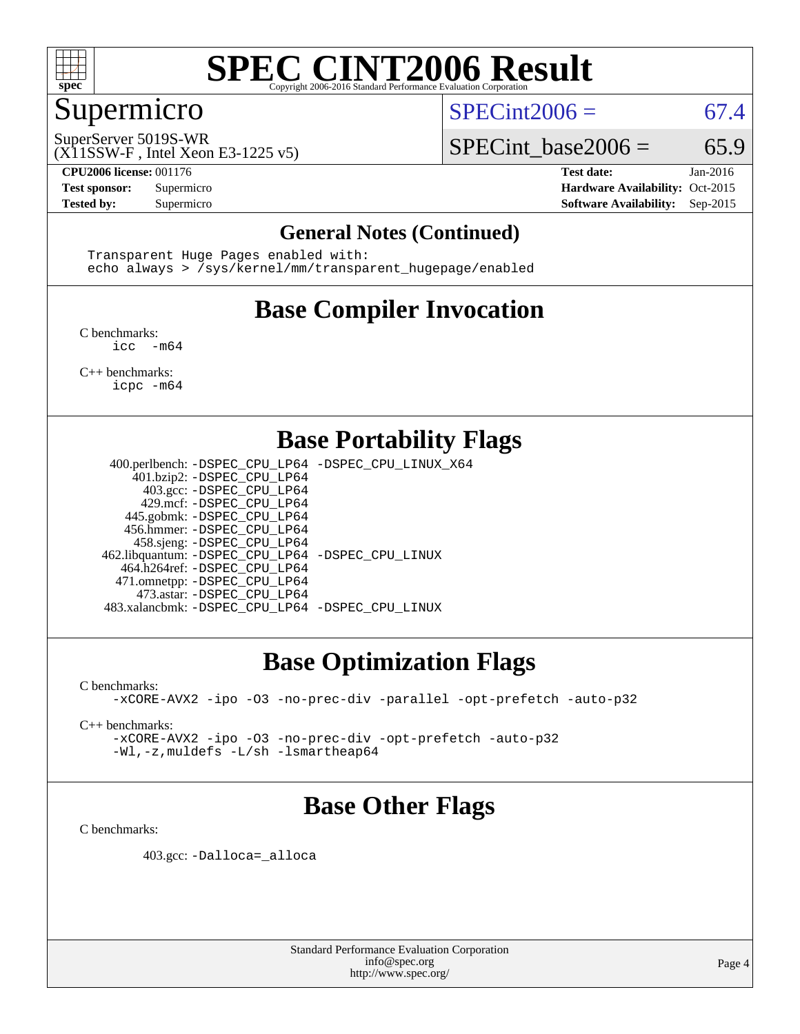## General Notes (Continued)

```
Transparent Huge Pages enabled with:
echo always > /sys/kernel/mm/transparent_hugepage/enabled
```

## Base Compiler Invocation

C benchmarks:
`icc -m64`

C++ benchmarks:
`icpc -m64`

## Base Portability Flags

| Benchmark | Flags |
|---|---|
| 400.perlbench: | -DSPEC_CPU_LP64 -DSPEC_CPU_LINUX_X64 |
| 401.bzip2: | -DSPEC_CPU_LP64 |
| 403.gcc: | -DSPEC_CPU_LP64 |
| 429.mcf: | -DSPEC_CPU_LP64 |
| 445.gobmk: | -DSPEC_CPU_LP64 |
| 456.hmmer: | -DSPEC_CPU_LP64 |
| 458.sjeng: | -DSPEC_CPU_LP64 |
| 462.libquantum: | -DSPEC_CPU_LP64 -DSPEC_CPU_LINUX |
| 464.h264ref: | -DSPEC_CPU_LP64 |
| 471.omnetpp: | -DSPEC_CPU_LP64 |
| 473.astar: | -DSPEC_CPU_LP64 |
| 483.xalancbmk: | -DSPEC_CPU_LP64 -DSPEC_CPU_LINUX |

## Base Optimization Flags

C benchmarks:
`-xCORE-AVX2 -ipo -O3 -no-prec-div -parallel -opt-prefetch -auto-p32`

C++ benchmarks:
`-xCORE-AVX2 -ipo -O3 -no-prec-div -opt-prefetch -auto-p32`
`-Wl,-z,muldefs -L/sh -lsmartheap64`

## Base Other Flags

C benchmarks:

403.gcc: `-Dalloca=_alloca`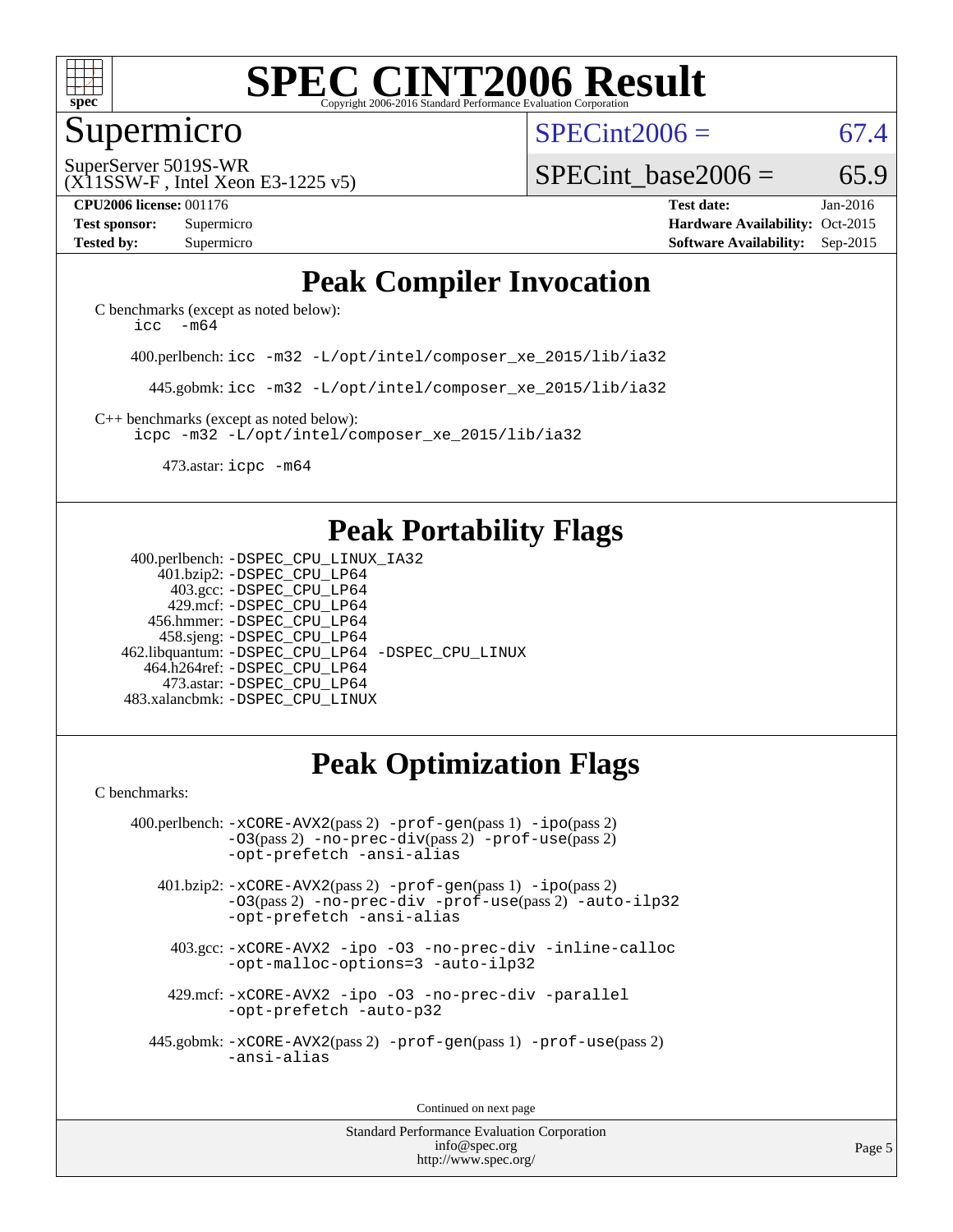# SPEC CINT2006 Result

Copyright 2006-2016 Standard Performance Evaluation Corporation

## Supermicro

SuperServer 5019S-WR
(X11SSW-F , Intel Xeon E3-1225 v5)

SPECint2006 = 67.4

SPECint_base2006 = 65.9

| | | | |
|---|---|---|---|
| **CPU2006 license:** 001176 | | **Test date:** | Jan-2016 |
| **Test sponsor:** | Supermicro | **Hardware Availability:** | Oct-2015 |
| **Tested by:** | Supermicro | **Software Availability:** | Sep-2015 |

## Peak Compiler Invocation

C benchmarks (except as noted below):
`icc -m64`

400.perlbench: `icc -m32 -L/opt/intel/composer_xe_2015/lib/ia32`

445.gobmk: `icc -m32 -L/opt/intel/composer_xe_2015/lib/ia32`

C++ benchmarks (except as noted below):
`icpc -m32 -L/opt/intel/composer_xe_2015/lib/ia32`

473.astar: `icpc -m64`

## Peak Portability Flags

400.perlbench: `-DSPEC_CPU_LINUX_IA32`
401.bzip2: `-DSPEC_CPU_LP64`
403.gcc: `-DSPEC_CPU_LP64`
429.mcf: `-DSPEC_CPU_LP64`
456.hmmer: `-DSPEC_CPU_LP64`
458.sjeng: `-DSPEC_CPU_LP64`
462.libquantum: `-DSPEC_CPU_LP64 -DSPEC_CPU_LINUX`
464.h264ref: `-DSPEC_CPU_LP64`
473.astar: `-DSPEC_CPU_LP64`
483.xalancbmk: `-DSPEC_CPU_LINUX`

## Peak Optimization Flags

C benchmarks:

400.perlbench: `-xCORE-AVX2`(pass 2) `-prof-gen`(pass 1) `-ipo`(pass 2) `-O3`(pass 2) `-no-prec-div`(pass 2) `-prof-use`(pass 2) `-opt-prefetch -ansi-alias`

401.bzip2: `-xCORE-AVX2`(pass 2) `-prof-gen`(pass 1) `-ipo`(pass 2) `-O3`(pass 2) `-no-prec-div -prof-use`(pass 2) `-auto-ilp32 -opt-prefetch -ansi-alias`

403.gcc: `-xCORE-AVX2 -ipo -O3 -no-prec-div -inline-calloc -opt-malloc-options=3 -auto-ilp32`

429.mcf: `-xCORE-AVX2 -ipo -O3 -no-prec-div -parallel -opt-prefetch -auto-p32`

445.gobmk: `-xCORE-AVX2`(pass 2) `-prof-gen`(pass 1) `-prof-use`(pass 2) `-ansi-alias`

Continued on next page

Standard Performance Evaluation Corporation
info@spec.org
http://www.spec.org/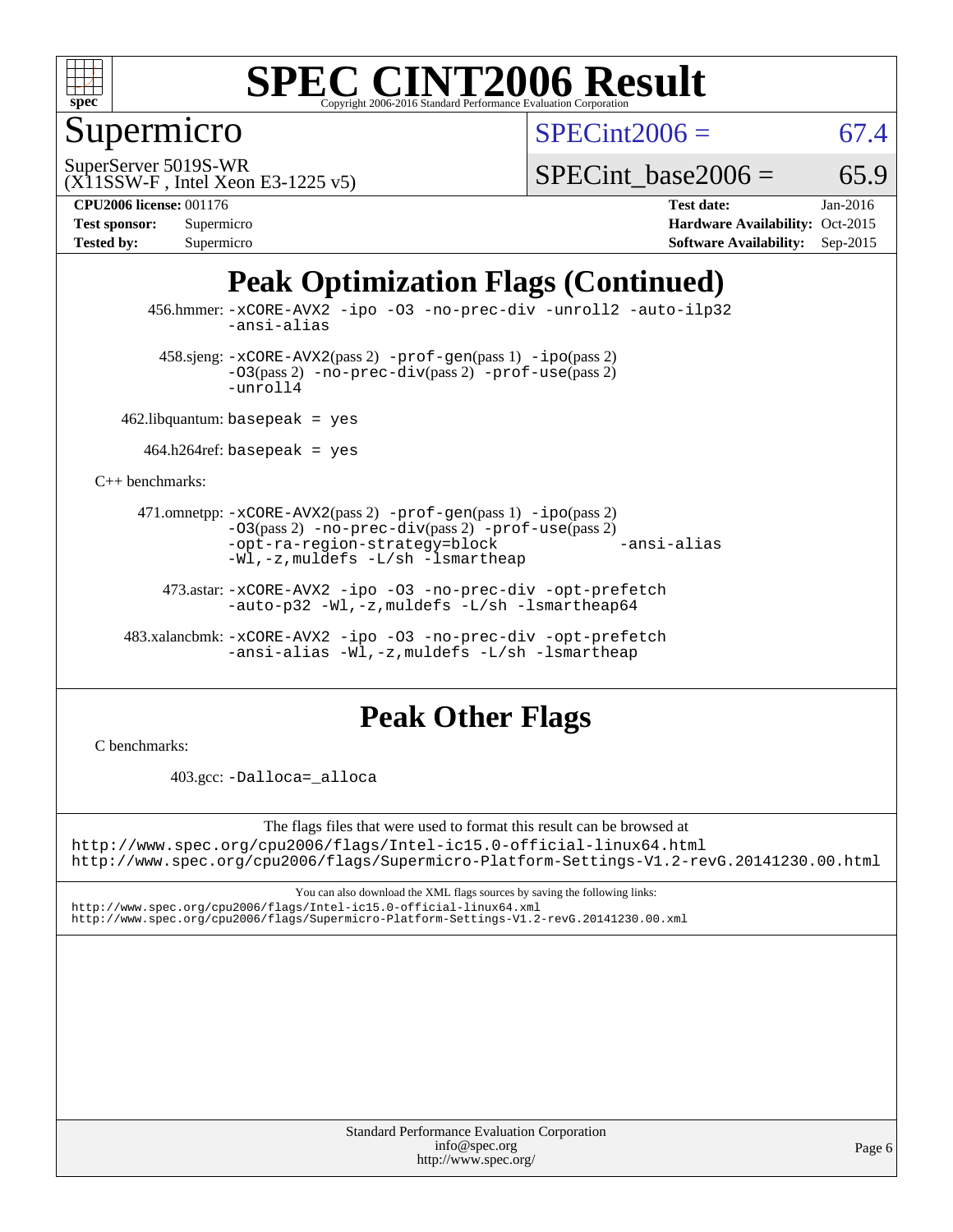## Peak Optimization Flags (Continued)

456.hmmer: -xCORE-AVX2 -ipo -O3 -no-prec-div -unroll2 -auto-ilp32 -ansi-alias

458.sjeng: -xCORE-AVX2(pass 2) -prof-gen(pass 1) -ipo(pass 2) -O3(pass 2) -no-prec-div(pass 2) -prof-use(pass 2) -unroll4

462.libquantum: basepeak = yes

464.h264ref: basepeak = yes

C++ benchmarks:

471.omnetpp: -xCORE-AVX2(pass 2) -prof-gen(pass 1) -ipo(pass 2) -O3(pass 2) -no-prec-div(pass 2) -prof-use(pass 2) -opt-ra-region-strategy=block -ansi-alias -Wl,-z,muldefs -L/sh -lsmartheap

473.astar: -xCORE-AVX2 -ipo -O3 -no-prec-div -opt-prefetch -auto-p32 -Wl,-z,muldefs -L/sh -lsmartheap64

483.xalancbmk: -xCORE-AVX2 -ipo -O3 -no-prec-div -opt-prefetch -ansi-alias -Wl,-z,muldefs -L/sh -lsmartheap

## Peak Other Flags

C benchmarks:

403.gcc: -Dalloca=_alloca

The flags files that were used to format this result can be browsed at
http://www.spec.org/cpu2006/flags/Intel-ic15.0-official-linux64.html
http://www.spec.org/cpu2006/flags/Supermicro-Platform-Settings-V1.2-revG.20141230.00.html

You can also download the XML flags sources by saving the following links:
http://www.spec.org/cpu2006/flags/Intel-ic15.0-official-linux64.xml
http://www.spec.org/cpu2006/flags/Supermicro-Platform-Settings-V1.2-revG.20141230.00.xml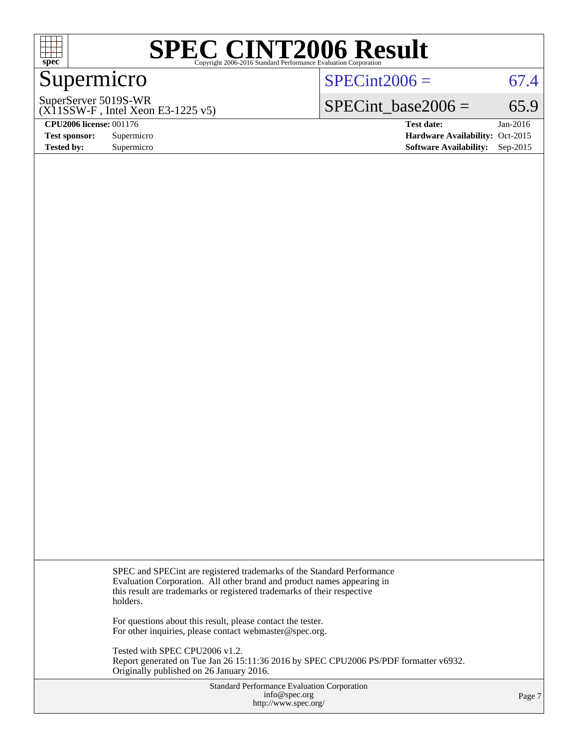SPEC and SPECint are registered trademarks of the Standard Performance Evaluation Corporation. All other brand and product names appearing in this result are trademarks or registered trademarks of their respective holders.

For questions about this result, please contact the tester.
For other inquiries, please contact webmaster@spec.org.

Tested with SPEC CPU2006 v1.2.
Report generated on Tue Jan 26 15:11:36 2016 by SPEC CPU2006 PS/PDF formatter v6932.
Originally published on 26 January 2016.